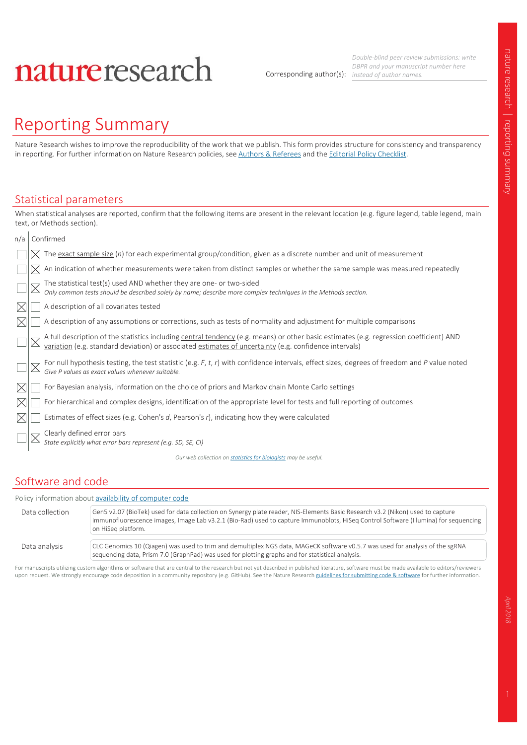# nature research

Corresponding author(s): *Double-blind peer review submissions: write DBPR and your manuscript number here instead of author names.*

# Reporting Summary

Nature Research wishes to improve the reproducibility of the work that we publish. This form provides structure for consistency and transparency in reporting. For further information on Nature Research policies, see Authors & Referees and the Editorial Policy Checklist.

## Statistical parameters

When statistical analyses are reported, confirm that the following items are present in the relevant location (e.g. figure legend, table legend, main text, or Methods section).

| n/a | Confirmed | |
|---|---|---|
| ☐ | ☒ | The exact sample size ($n$) for each experimental group/condition, given as a discrete number and unit of measurement |
| ☐ | ☒ | An indication of whether measurements were taken from distinct samples or whether the same sample was measured repeatedly |
| ☐ | ☒ | The statistical test(s) used AND whether they are one- or two-sided<br>*Only common tests should be described solely by name; describe more complex techniques in the Methods section.* |
| ☒ | ☐ | A description of all covariates tested |
| ☒ | ☐ | A description of any assumptions or corrections, such as tests of normality and adjustment for multiple comparisons |
| ☐ | ☒ | A full description of the statistics including central tendency (e.g. means) or other basic estimates (e.g. regression coefficient) AND variation (e.g. standard deviation) or associated estimates of uncertainty (e.g. confidence intervals) |
| ☐ | ☒ | For null hypothesis testing, the test statistic (e.g. $F$, $t$, $r$) with confidence intervals, effect sizes, degrees of freedom and $P$ value noted<br>*Give P values as exact values whenever suitable.* |
| ☒ | ☐ | For Bayesian analysis, information on the choice of priors and Markov chain Monte Carlo settings |
| ☒ | ☐ | For hierarchical and complex designs, identification of the appropriate level for tests and full reporting of outcomes |
| ☒ | ☐ | Estimates of effect sizes (e.g. Cohen's $d$, Pearson's $r$), indicating how they were calculated |
| ☐ | ☒ | Clearly defined error bars<br>*State explicitly what error bars represent (e.g. SD, SE, CI)* |

*Our web collection on statistics for biologists may be useful.*

## Software and code

Policy information about availability of computer code

| | |
|---|---|
| Data collection | Gen5 v2.07 (BioTek) used for data collection on Synergy plate reader, NIS-Elements Basic Research v3.2 (Nikon) used to capture immunofluorescence images, Image Lab v3.2.1 (Bio-Rad) used to capture Immunoblots, HiSeq Control Software (Illumina) for sequencing on HiSeq platform. |
| Data analysis | CLC Genomics 10 (Qiagen) was used to trim and demultiplex NGS data, MAGeCK software v0.5.7 was used for analysis of the sgRNA sequencing data, Prism 7.0 (GraphPad) was used for plotting graphs and for statistical analysis. |

For manuscripts utilizing custom algorithms or software that are central to the research but not yet described in published literature, software must be made available to editors/reviewers upon request. We strongly encourage code deposition in a community repository (e.g. GitHub). See the Nature Research guidelines for submitting code & software for further information.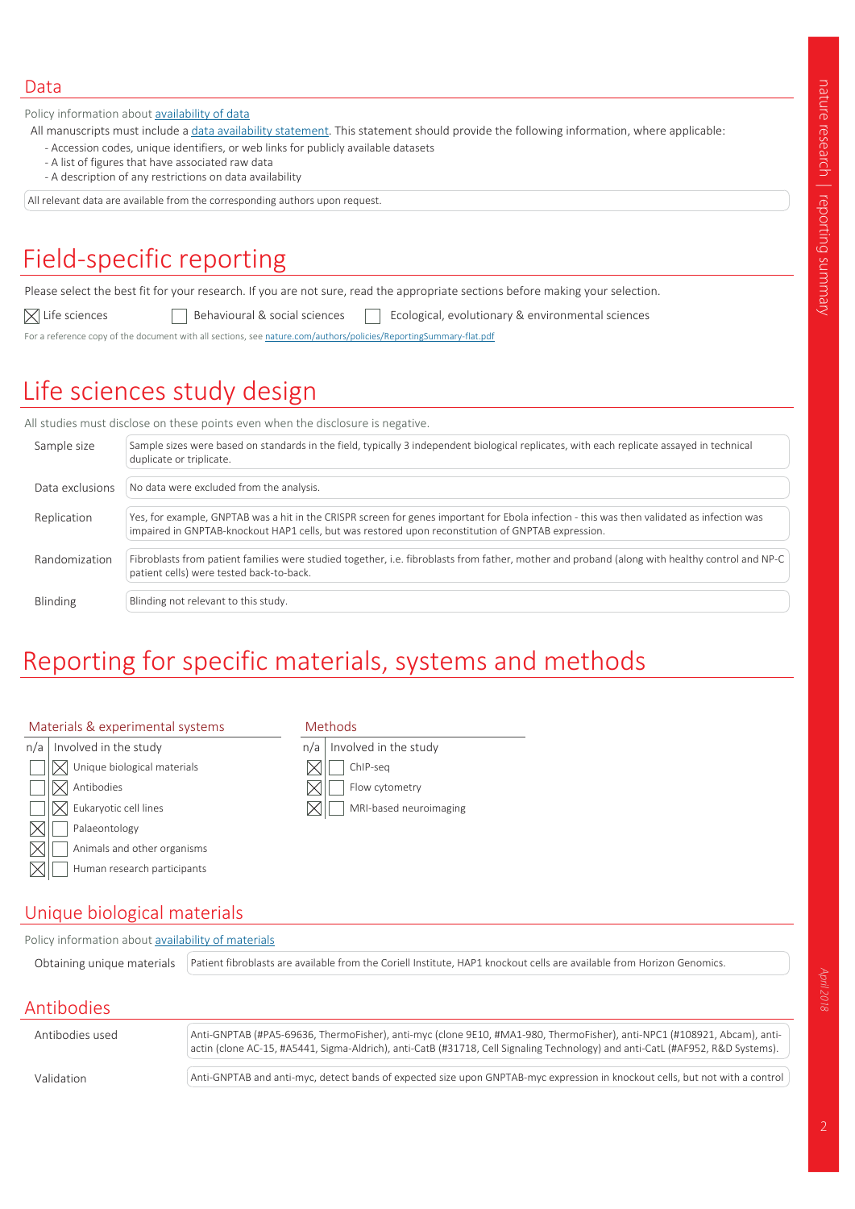## Data

Policy information about availability of data

All manuscripts must include a data availability statement. This statement should provide the following information, where applicable:

- Accession codes, unique identifiers, or web links for publicly available datasets
- A list of figures that have associated raw data
- A description of any restrictions on data availability

All relevant data are available from the corresponding authors upon request.

# Field-specific reporting

Please select the best fit for your research. If you are not sure, read the appropriate sections before making your selection.

☒ Life sciences ☐ Behavioural & social sciences ☐ Ecological, evolutionary & environmental sciences

For a reference copy of the document with all sections, see nature.com/authors/policies/ReportingSummary-flat.pdf

# Life sciences study design

All studies must disclose on these points even when the disclosure is negative.

| | |
|---|---|
| Sample size | Sample sizes were based on standards in the field, typically 3 independent biological replicates, with each replicate assayed in technical duplicate or triplicate. |
| Data exclusions | No data were excluded from the analysis. |
| Replication | Yes, for example, GNPTAB was a hit in the CRISPR screen for genes important for Ebola infection - this was then validated as infection was impaired in GNPTAB-knockout HAP1 cells, but was restored upon reconstitution of GNPTAB expression. |
| Randomization | Fibroblasts from patient families were studied together, i.e. fibroblasts from father, mother and proband (along with healthy control and NP-C patient cells) were tested back-to-back. |
| Blinding | Blinding not relevant to this study. |

# Reporting for specific materials, systems and methods

### Materials & experimental systems

| n/a | Involved in the study |
|---|---|
| ☐ | ☒ Unique biological materials |
| ☐ | ☒ Antibodies |
| ☐ | ☒ Eukaryotic cell lines |
| ☒ | ☐ Palaeontology |
| ☒ | ☐ Animals and other organisms |
| ☒ | ☐ Human research participants |

### Methods

| n/a | Involved in the study |
|---|---|
| ☒ | ☐ ChIP-seq |
| ☒ | ☐ Flow cytometry |
| ☒ | ☐ MRI-based neuroimaging |

## Unique biological materials

Policy information about availability of materials

| | |
|---|---|
| Obtaining unique materials | Patient fibroblasts are available from the Coriell Institute, HAP1 knockout cells are available from Horizon Genomics. |

## Antibodies

| | |
|---|---|
| Antibodies used | Anti-GNPTAB (#PA5-69636, ThermoFisher), anti-myc (clone 9E10, #MA1-980, ThermoFisher), anti-NPC1 (#108921, Abcam), anti-actin (clone AC-15, #A5441, Sigma-Aldrich), anti-CatB (#31718, Cell Signaling Technology) and anti-CatL (#AF952, R&D Systems). |
| Validation | Anti-GNPTAB and anti-myc, detect bands of expected size upon GNPTAB-myc expression in knockout cells, but not with a control |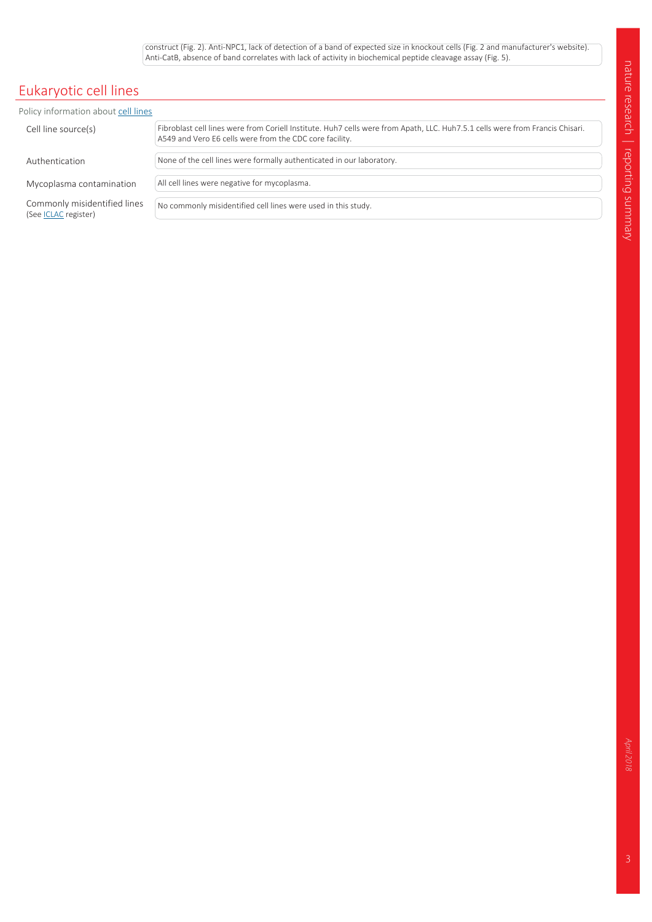construct (Fig. 2). Anti-NPC1, lack of detection of a band of expected size in knockout cells (Fig. 2 and manufacturer's website). Anti-CatB, absence of band correlates with lack of activity in biochemical peptide cleavage assay (Fig. 5).

## Eukaryotic cell lines

Policy information about cell lines

| | |
|---|---|
| Cell line source(s) | Fibroblast cell lines were from Coriell Institute. Huh7 cells were from Apath, LLC. Huh7.5.1 cells were from Francis Chisari. A549 and Vero E6 cells were from the CDC core facility. |
| Authentication | None of the cell lines were formally authenticated in our laboratory. |
| Mycoplasma contamination | All cell lines were negative for mycoplasma. |
| Commonly misidentified lines (See ICLAC register) | No commonly misidentified cell lines were used in this study. |